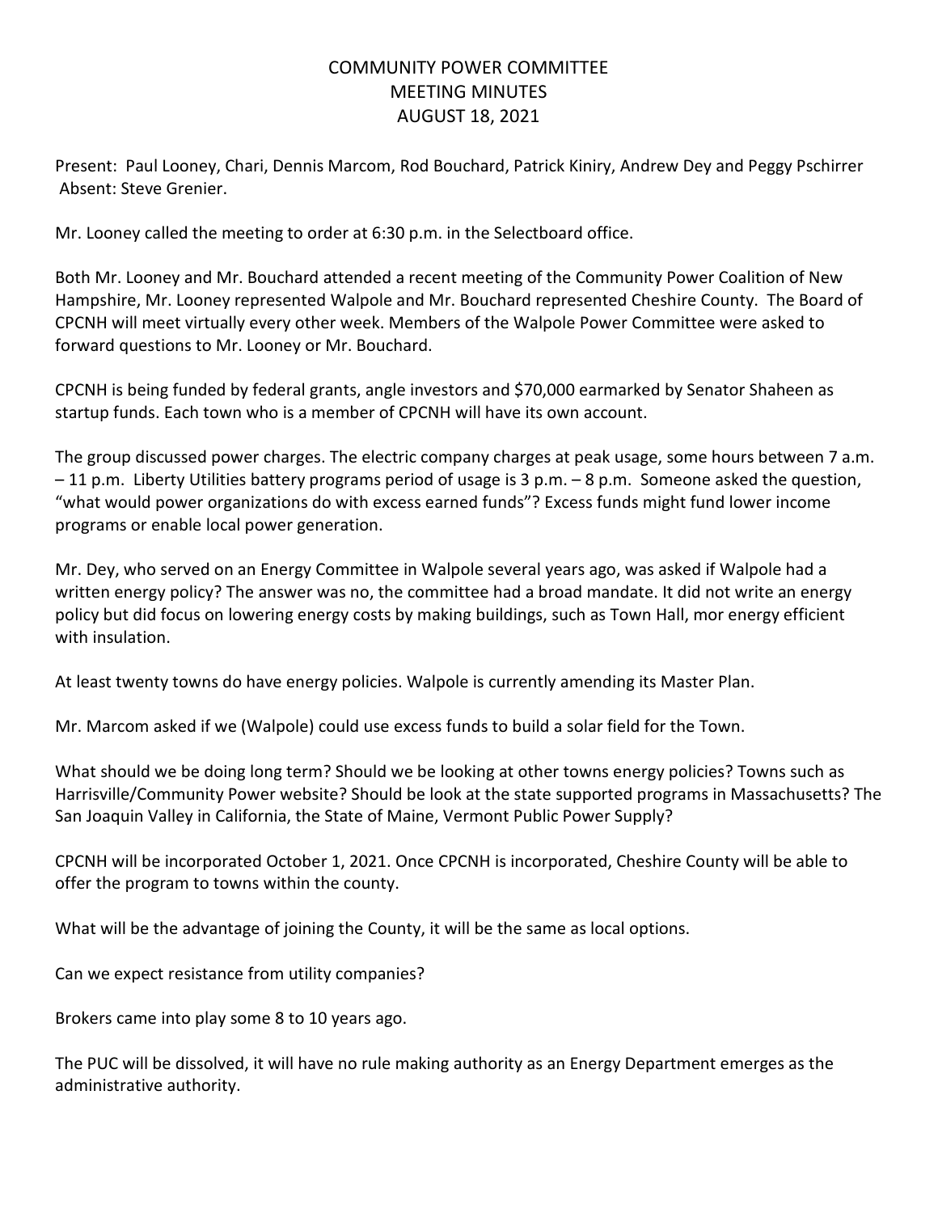# COMMUNITY POWER COMMITTEE
## MEETING MINUTES
## AUGUST 18, 2021

Present: Paul Looney, Chari, Dennis Marcom, Rod Bouchard, Patrick Kiniry, Andrew Dey and Peggy Pschirrer Absent: Steve Grenier.

Mr. Looney called the meeting to order at 6:30 p.m. in the Selectboard office.

Both Mr. Looney and Mr. Bouchard attended a recent meeting of the Community Power Coalition of New Hampshire, Mr. Looney represented Walpole and Mr. Bouchard represented Cheshire County. The Board of CPCNH will meet virtually every other week. Members of the Walpole Power Committee were asked to forward questions to Mr. Looney or Mr. Bouchard.

CPCNH is being funded by federal grants, angle investors and $70,000 earmarked by Senator Shaheen as startup funds. Each town who is a member of CPCNH will have its own account.

The group discussed power charges. The electric company charges at peak usage, some hours between 7 a.m. – 11 p.m. Liberty Utilities battery programs period of usage is 3 p.m. – 8 p.m. Someone asked the question, "what would power organizations do with excess earned funds"? Excess funds might fund lower income programs or enable local power generation.

Mr. Dey, who served on an Energy Committee in Walpole several years ago, was asked if Walpole had a written energy policy? The answer was no, the committee had a broad mandate. It did not write an energy policy but did focus on lowering energy costs by making buildings, such as Town Hall, mor energy efficient with insulation.

At least twenty towns do have energy policies. Walpole is currently amending its Master Plan.

Mr. Marcom asked if we (Walpole) could use excess funds to build a solar field for the Town.

What should we be doing long term? Should we be looking at other towns energy policies? Towns such as Harrisville/Community Power website? Should be look at the state supported programs in Massachusetts? The San Joaquin Valley in California, the State of Maine, Vermont Public Power Supply?

CPCNH will be incorporated October 1, 2021. Once CPCNH is incorporated, Cheshire County will be able to offer the program to towns within the county.

What will be the advantage of joining the County, it will be the same as local options.

Can we expect resistance from utility companies?

Brokers came into play some 8 to 10 years ago.

The PUC will be dissolved, it will have no rule making authority as an Energy Department emerges as the administrative authority.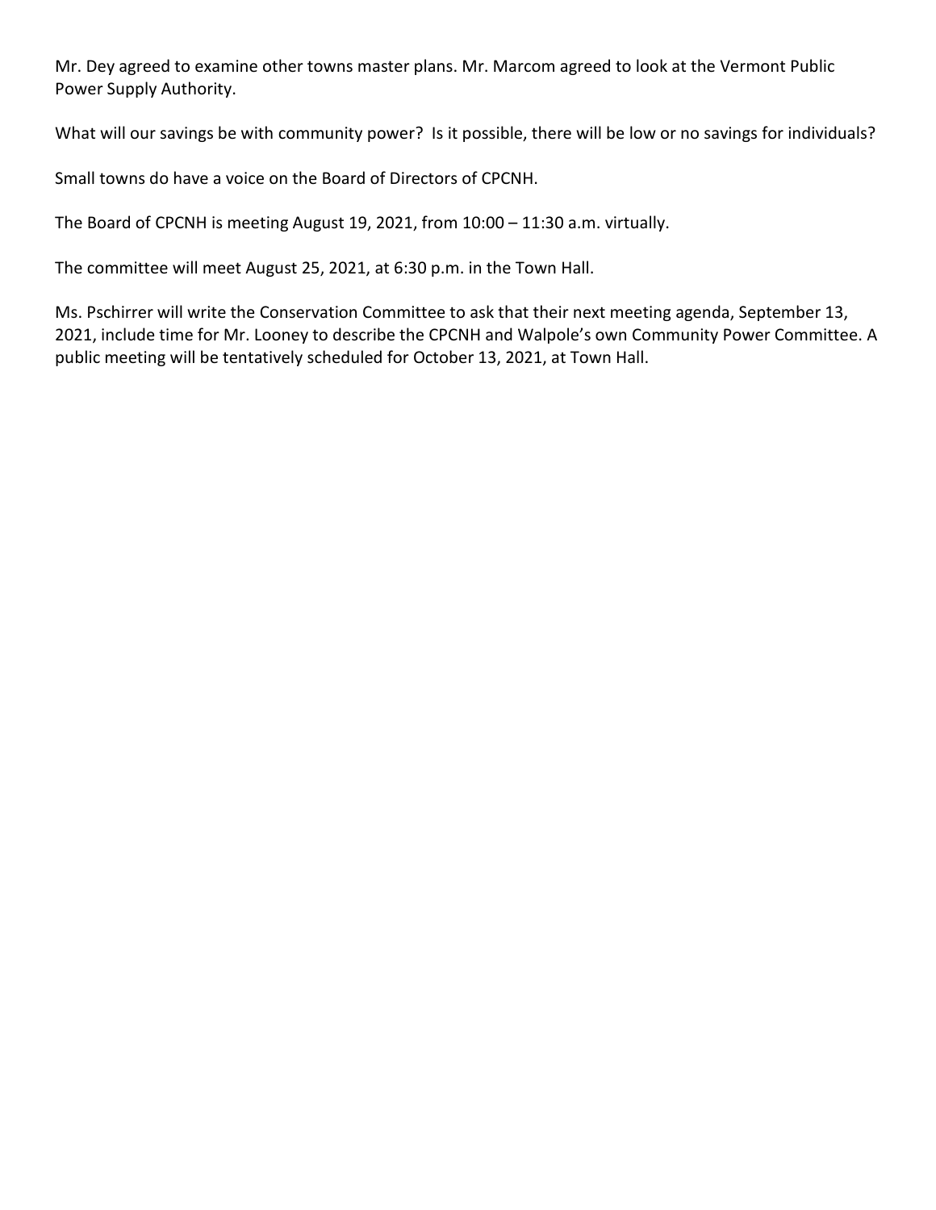Mr. Dey agreed to examine other towns master plans. Mr. Marcom agreed to look at the Vermont Public Power Supply Authority.

What will our savings be with community power? Is it possible, there will be low or no savings for individuals?

Small towns do have a voice on the Board of Directors of CPCNH.

The Board of CPCNH is meeting August 19, 2021, from 10:00 – 11:30 a.m. virtually.

The committee will meet August 25, 2021, at 6:30 p.m. in the Town Hall.

Ms. Pschirrer will write the Conservation Committee to ask that their next meeting agenda, September 13, 2021, include time for Mr. Looney to describe the CPCNH and Walpole's own Community Power Committee. A public meeting will be tentatively scheduled for October 13, 2021, at Town Hall.